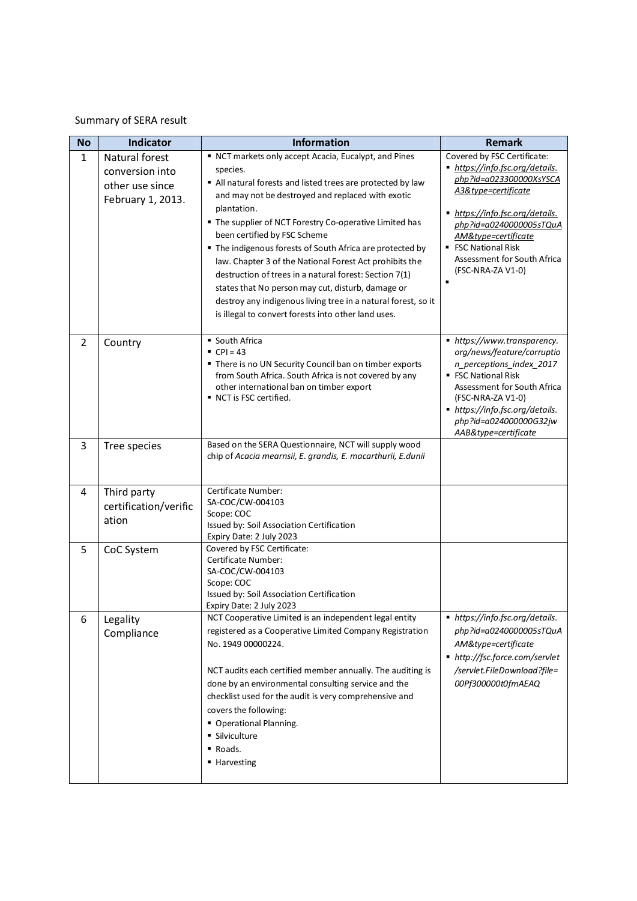Summary of SERA result

| No | Indicator | Information | Remark |
|---|---|---|---|
| 1 | Natural forest conversion into other use since February 1, 2013. | ▪ NCT markets only accept Acacia, Eucalypt, and Pines species.<br>▪ All natural forests and listed trees are protected by law and may not be destroyed and replaced with exotic plantation.<br>▪ The supplier of NCT Forestry Co-operative Limited has been certified by FSC Scheme<br>▪ The indigenous forests of South Africa are protected by law. Chapter 3 of the National Forest Act prohibits the destruction of trees in a natural forest: Section 7(1) states that No person may cut, disturb, damage or destroy any indigenous living tree in a natural forest, so it is illegal to convert forests into other land uses. | Covered by FSC Certificate:<br>▪ *https://info.fsc.org/details.php?id=a023300000XsYSCAA3&type=certificate*<br>▪ *https://info.fsc.org/details.php?id=a0240000005sTQuAAM&type=certificate*<br>▪ FSC National Risk Assessment for South Africa (FSC-NRA-ZA V1-0)<br>▪ |
| 2 | Country | ▪ South Africa<br>▪ CPI = 43<br>▪ There is no UN Security Council ban on timber exports from South Africa. South Africa is not covered by any other international ban on timber export<br>▪ NCT is FSC certified. | ▪ *https://www.transparency.org/news/feature/corruption_perceptions_index_2017*<br>▪ FSC National Risk Assessment for South Africa (FSC-NRA-ZA V1-0)<br>▪ *https://info.fsc.org/details.php?id=a024000000G32jwAAB&type=certificate* |
| 3 | Tree species | Based on the SERA Questionnaire, NCT will supply wood chip of *Acacia mearnsii, E. grandis, E. macarthurii, E.dunii* | |
| 4 | Third party certification/verification | Certificate Number:<br>SA-COC/CW-004103<br>Scope: COC<br>Issued by: Soil Association Certification<br>Expiry Date: 2 July 2023 | |
| 5 | CoC System | Covered by FSC Certificate:<br>Certificate Number:<br>SA-COC/CW-004103<br>Scope: COC<br>Issued by: Soil Association Certification<br>Expiry Date: 2 July 2023 | |
| 6 | Legality Compliance | NCT Cooperative Limited is an independent legal entity registered as a Cooperative Limited Company Registration No. 1949 00000224.<br><br>NCT audits each certified member annually. The auditing is done by an environmental consulting service and the checklist used for the audit is very comprehensive and covers the following:<br>▪ Operational Planning.<br>▪ Silviculture<br>▪ Roads.<br>▪ Harvesting | ▪ *https://info.fsc.org/details.php?id=a0240000005sTQuAAM&type=certificate*<br>▪ *http://fsc.force.com/servlet/servlet.FileDownload?file=00Pf300000t0fmAEAQ* |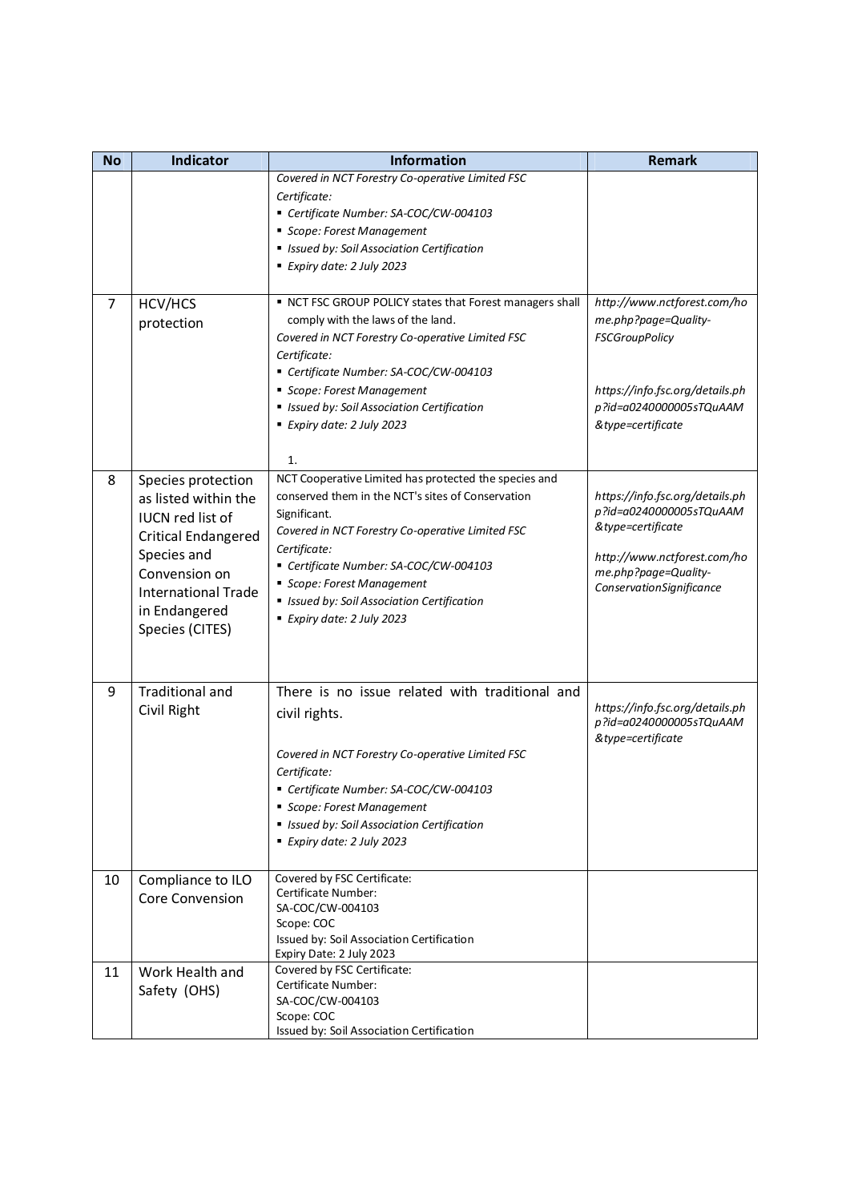| No | Indicator | Information | Remark |
|---|---|---|---|
| | | *Covered in NCT Forestry Co-operative Limited FSC Certificate:*<br>▪ *Certificate Number: SA-COC/CW-004103*<br>▪ *Scope: Forest Management*<br>▪ *Issued by: Soil Association Certification*<br>▪ *Expiry date: 2 July 2023* | |
| 7 | HCV/HCS protection | ▪ NCT FSC GROUP POLICY states that Forest managers shall comply with the laws of the land.<br>*Covered in NCT Forestry Co-operative Limited FSC Certificate:*<br>▪ *Certificate Number: SA-COC/CW-004103*<br>▪ *Scope: Forest Management*<br>▪ *Issued by: Soil Association Certification*<br>▪ *Expiry date: 2 July 2023*<br><br>1. | *http://www.nctforest.com/home.php?page=Quality-FSCGroupPolicy*<br><br>*https://info.fsc.org/details.php?id=a0240000005sTQuAAM&type=certificate* |
| 8 | Species protection as listed within the IUCN red list of Critical Endangered Species and Convension on International Trade in Endangered Species (CITES) | NCT Cooperative Limited has protected the species and conserved them in the NCT's sites of Conservation Significant.<br>*Covered in NCT Forestry Co-operative Limited FSC Certificate:*<br>▪ *Certificate Number: SA-COC/CW-004103*<br>▪ *Scope: Forest Management*<br>▪ *Issued by: Soil Association Certification*<br>▪ *Expiry date: 2 July 2023* | *https://info.fsc.org/details.php?id=a0240000005sTQuAAM&type=certificate*<br><br>*http://www.nctforest.com/home.php?page=Quality-ConservationSignificance* |
| 9 | Traditional and Civil Right | There is no issue related with traditional and civil rights.<br><br>*Covered in NCT Forestry Co-operative Limited FSC Certificate:*<br>▪ *Certificate Number: SA-COC/CW-004103*<br>▪ *Scope: Forest Management*<br>▪ *Issued by: Soil Association Certification*<br>▪ *Expiry date: 2 July 2023* | *https://info.fsc.org/details.php?id=a0240000005sTQuAAM&type=certificate* |
| 10 | Compliance to ILO Core Convension | Covered by FSC Certificate:<br>Certificate Number:<br>SA-COC/CW-004103<br>Scope: COC<br>Issued by: Soil Association Certification<br>Expiry Date: 2 July 2023 | |
| 11 | Work Health and Safety (OHS) | Covered by FSC Certificate:<br>Certificate Number:<br>SA-COC/CW-004103<br>Scope: COC<br>Issued by: Soil Association Certification | |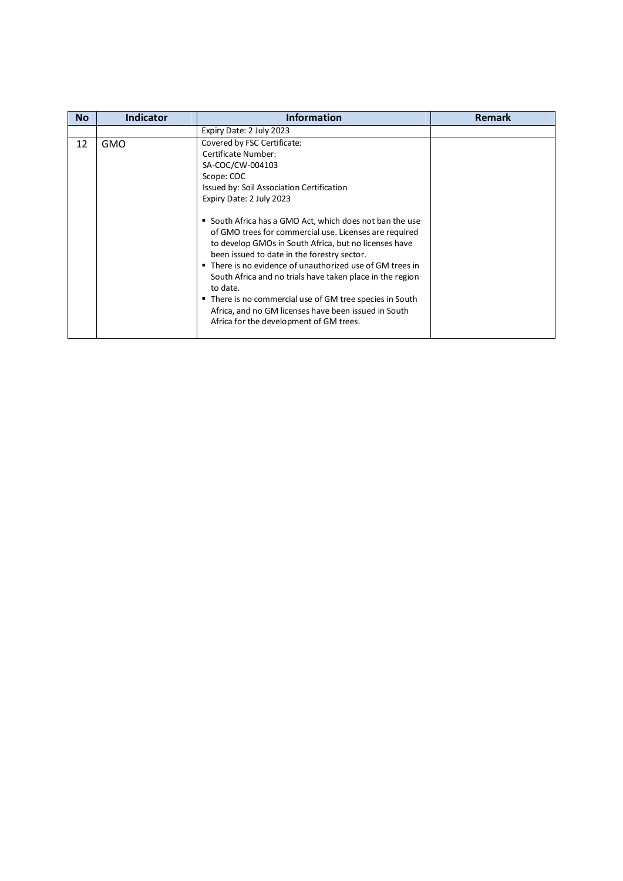| No | Indicator | Information | Remark |
|---|---|---|---|
| | | Expiry Date: 2 July 2023 | |
| 12 | GMO | Covered by FSC Certificate:<br>Certificate Number:<br>SA-COC/CW-004103<br>Scope: COC<br>Issued by: Soil Association Certification<br>Expiry Date: 2 July 2023<br><br>▪ South Africa has a GMO Act, which does not ban the use of GMO trees for commercial use. Licenses are required to develop GMOs in South Africa, but no licenses have been issued to date in the forestry sector.<br>▪ There is no evidence of unauthorized use of GM trees in South Africa and no trials have taken place in the region to date.<br>▪ There is no commercial use of GM tree species in South Africa, and no GM licenses have been issued in South Africa for the development of GM trees. | |